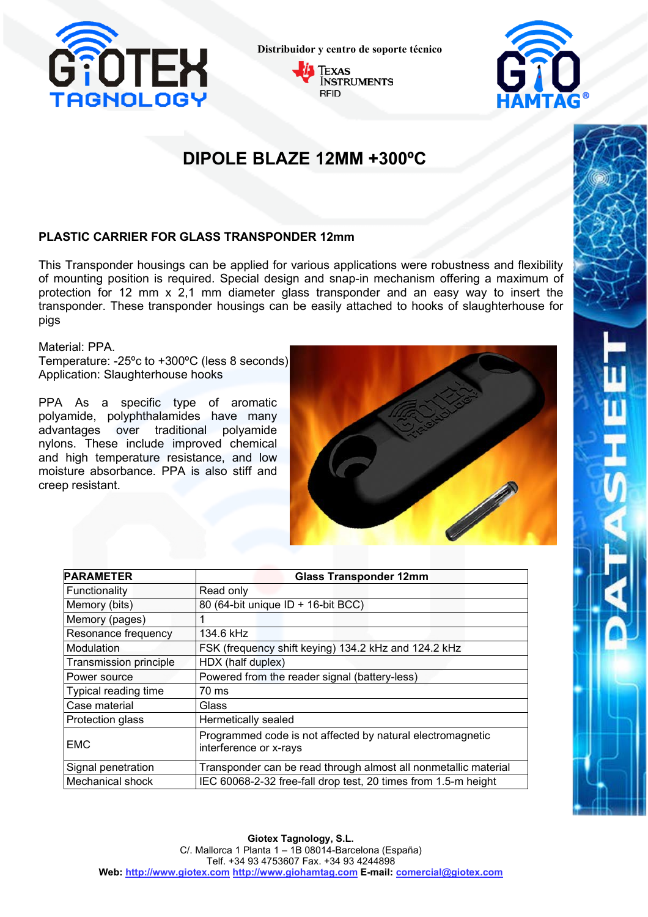Distribuidor y centro de soporte técnico

# DIPOLE BLAZE 12MM +300ºC

## PLASTIC CARRIER FOR GLASS TRANSPONDER 12mm

This Transponder housings can be applied for various applications were robustness and flexibility of mounting position is required. Special design and snap-in mechanism offering a maximum of protection for 12 mm x 2,1 mm diameter glass transponder and an easy way to insert the transponder. These transponder housings can be easily attached to hooks of slaughterhouse for pigs

Material: PPA.
Temperature: -25ºc to +300ºC (less 8 seconds)
Application: Slaughterhouse hooks

PPA As a specific type of aromatic polyamide, polyphthalamides have many advantages over traditional polyamide nylons. These include improved chemical and high temperature resistance, and low moisture absorbance. PPA is also stiff and creep resistant.

| PARAMETER | Glass Transponder 12mm |
|---|---|
| Functionality | Read only |
| Memory (bits) | 80 (64-bit unique ID + 16-bit BCC) |
| Memory (pages) | 1 |
| Resonance frequency | 134.6 kHz |
| Modulation | FSK (frequency shift keying) 134.2 kHz and 124.2 kHz |
| Transmission principle | HDX (half duplex) |
| Power source | Powered from the reader signal (battery-less) |
| Typical reading time | 70 ms |
| Case material | Glass |
| Protection glass | Hermetically sealed |
| EMC | Programmed code is not affected by natural electromagnetic interference or x-rays |
| Signal penetration | Transponder can be read through almost all nonmetallic material |
| Mechanical shock | IEC 60068-2-32 free-fall drop test, 20 times from 1.5-m height |

**Giotex Tagnology, S.L.**
C/. Mallorca 1 Planta 1 – 1B 08014-Barcelona (España)
Telf. +34 93 4753607 Fax. +34 93 4244898
**Web:** http://www.giotex.com http://www.giohamtag.com **E-mail:** comercial@giotex.com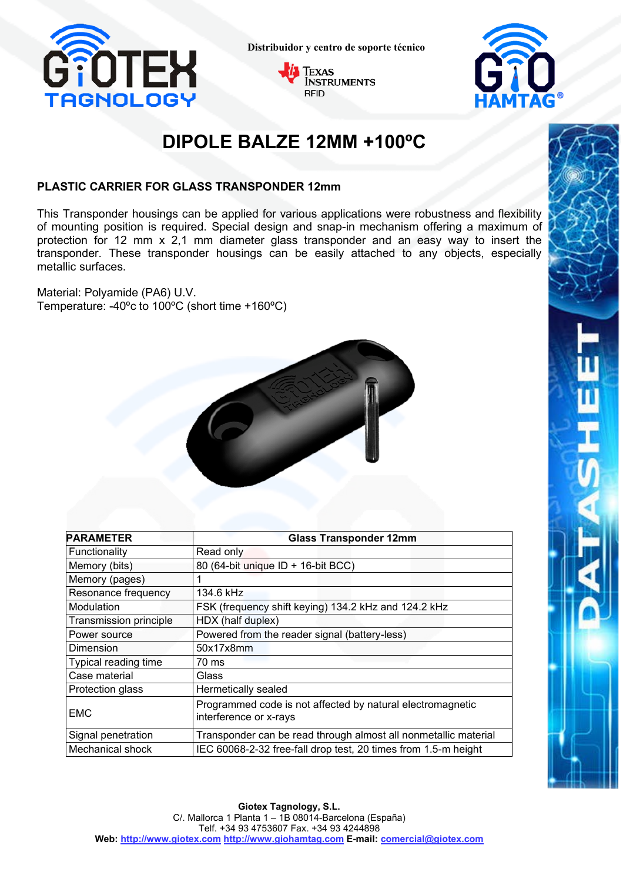Distribuidor y centro de soporte técnico

# DIPOLE BALZE 12MM +100ºC

### PLASTIC CARRIER FOR GLASS TRANSPONDER 12mm

This Transponder housings can be applied for various applications were robustness and flexibility of mounting position is required. Special design and snap-in mechanism offering a maximum of protection for 12 mm x 2,1 mm diameter glass transponder and an easy way to insert the transponder. These transponder housings can be easily attached to any objects, especially metallic surfaces.

Material: Polyamide (PA6) U.V.
Temperature: -40ºc to 100ºC (short time +160ºC)

| PARAMETER | Glass Transponder 12mm |
|---|---|
| Functionality | Read only |
| Memory (bits) | 80 (64-bit unique ID + 16-bit BCC) |
| Memory (pages) | 1 |
| Resonance frequency | 134.6 kHz |
| Modulation | FSK (frequency shift keying) 134.2 kHz and 124.2 kHz |
| Transmission principle | HDX (half duplex) |
| Power source | Powered from the reader signal (battery-less) |
| Dimension | 50x17x8mm |
| Typical reading time | 70 ms |
| Case material | Glass |
| Protection glass | Hermetically sealed |
| EMC | Programmed code is not affected by natural electromagnetic interference or x-rays |
| Signal penetration | Transponder can be read through almost all nonmetallic material |
| Mechanical shock | IEC 60068-2-32 free-fall drop test, 20 times from 1.5-m height |

**Giotex Tagnology, S.L.**
C/. Mallorca 1 Planta 1 – 1B 08014-Barcelona (España)
Telf. +34 93 4753607 Fax. +34 93 4244898
**Web:** http://www.giotex.com http://www.giohamtag.com **E-mail:** comercial@giotex.com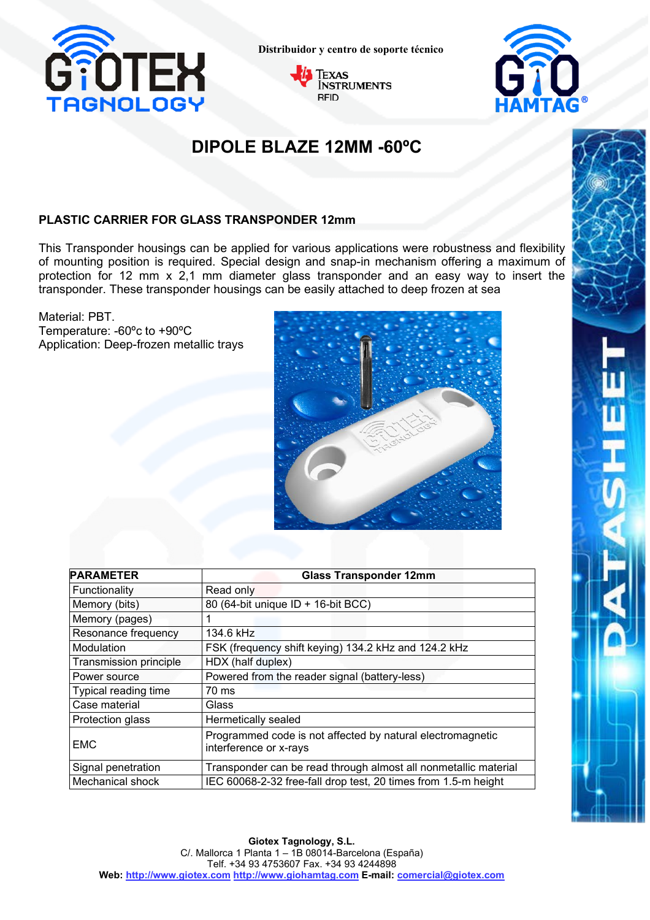Distribuidor y centro de soporte técnico

# DIPOLE BLAZE 12MM -60ºC

## PLASTIC CARRIER FOR GLASS TRANSPONDER 12mm

This Transponder housings can be applied for various applications were robustness and flexibility of mounting position is required. Special design and snap-in mechanism offering a maximum of protection for 12 mm x 2,1 mm diameter glass transponder and an easy way to insert the transponder. These transponder housings can be easily attached to deep frozen at sea

Material: PBT.
Temperature: -60ºc to +90ºC
Application: Deep-frozen metallic trays

| PARAMETER | Glass Transponder 12mm |
|---|---|
| Functionality | Read only |
| Memory (bits) | 80 (64-bit unique ID + 16-bit BCC) |
| Memory (pages) | 1 |
| Resonance frequency | 134.6 kHz |
| Modulation | FSK (frequency shift keying) 134.2 kHz and 124.2 kHz |
| Transmission principle | HDX (half duplex) |
| Power source | Powered from the reader signal (battery-less) |
| Typical reading time | 70 ms |
| Case material | Glass |
| Protection glass | Hermetically sealed |
| EMC | Programmed code is not affected by natural electromagnetic interference or x-rays |
| Signal penetration | Transponder can be read through almost all nonmetallic material |
| Mechanical shock | IEC 60068-2-32 free-fall drop test, 20 times from 1.5-m height |

**Giotex Tagnology, S.L.**
C/. Mallorca 1 Planta 1 – 1B 08014-Barcelona (España)
Telf. +34 93 4753607 Fax. +34 93 4244898
**Web:** http://www.giotex.com http://www.giohamtag.com **E-mail:** comercial@giotex.com